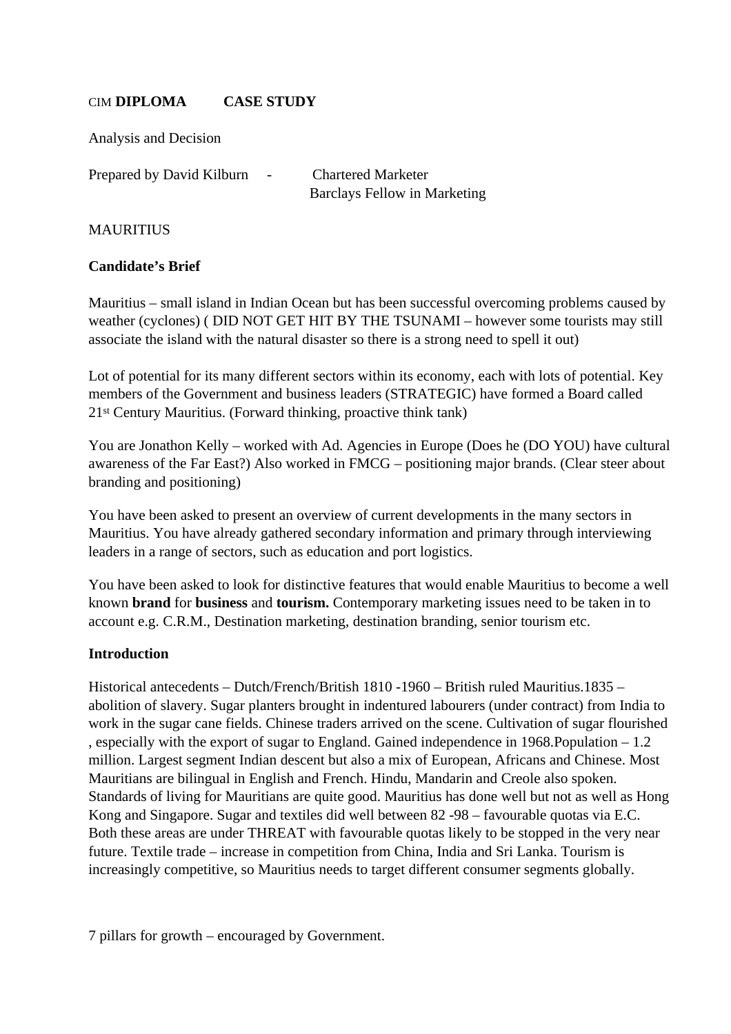CIM **DIPLOMA CASE STUDY**

Analysis and Decision

Prepared by David Kilburn - Chartered Marketer
Barclays Fellow in Marketing

MAURITIUS

**Candidate's Brief**

Mauritius – small island in Indian Ocean but has been successful overcoming problems caused by weather (cyclones) ( DID NOT GET HIT BY THE TSUNAMI – however some tourists may still associate the island with the natural disaster so there is a strong need to spell it out)

Lot of potential for its many different sectors within its economy, each with lots of potential. Key members of the Government and business leaders (STRATEGIC) have formed a Board called 21st Century Mauritius. (Forward thinking, proactive think tank)

You are Jonathon Kelly – worked with Ad. Agencies in Europe (Does he (DO YOU) have cultural awareness of the Far East?) Also worked in FMCG – positioning major brands. (Clear steer about branding and positioning)

You have been asked to present an overview of current developments in the many sectors in Mauritius. You have already gathered secondary information and primary through interviewing leaders in a range of sectors, such as education and port logistics.

You have been asked to look for distinctive features that would enable Mauritius to become a well known **brand** for **business** and **tourism.** Contemporary marketing issues need to be taken in to account e.g. C.R.M., Destination marketing, destination branding, senior tourism etc.

**Introduction**

Historical antecedents – Dutch/French/British 1810 -1960 – British ruled Mauritius.1835 – abolition of slavery. Sugar planters brought in indentured labourers (under contract) from India to work in the sugar cane fields. Chinese traders arrived on the scene. Cultivation of sugar flourished , especially with the export of sugar to England. Gained independence in 1968.Population – 1.2 million. Largest segment Indian descent but also a mix of European, Africans and Chinese. Most Mauritians are bilingual in English and French. Hindu, Mandarin and Creole also spoken. Standards of living for Mauritians are quite good. Mauritius has done well but not as well as Hong Kong and Singapore. Sugar and textiles did well between 82 -98 – favourable quotas via E.C. Both these areas are under THREAT with favourable quotas likely to be stopped in the very near future. Textile trade – increase in competition from China, India and Sri Lanka. Tourism is increasingly competitive, so Mauritius needs to target different consumer segments globally.

7 pillars for growth – encouraged by Government.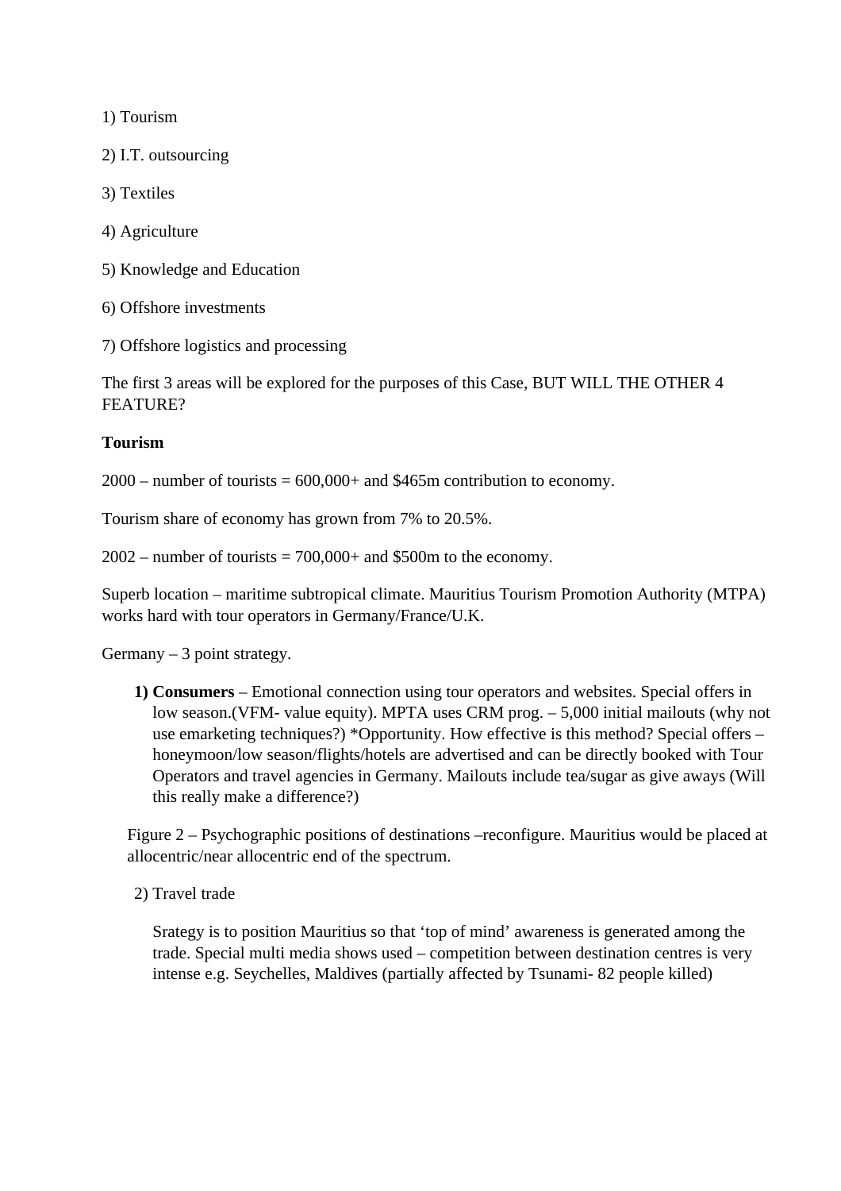1) Tourism

2) I.T. outsourcing

3) Textiles

4) Agriculture

5) Knowledge and Education

6) Offshore investments

7) Offshore logistics and processing

The first 3 areas will be explored for the purposes of this Case, BUT WILL THE OTHER 4 FEATURE?

**Tourism**

2000 – number of tourists = 600,000+ and $465m contribution to economy.

Tourism share of economy has grown from 7% to 20.5%.

2002 – number of tourists = 700,000+ and $500m to the economy.

Superb location – maritime subtropical climate. Mauritius Tourism Promotion Authority (MTPA) works hard with tour operators in Germany/France/U.K.

Germany – 3 point strategy.

1) **Consumers** – Emotional connection using tour operators and websites. Special offers in low season.(VFM- value equity). MPTA uses CRM prog. – 5,000 initial mailouts (why not use emarketing techniques?) *Opportunity. How effective is this method? Special offers – honeymoon/low season/flights/hotels are advertised and can be directly booked with Tour Operators and travel agencies in Germany. Mailouts include tea/sugar as give aways (Will this really make a difference?)

Figure 2 – Psychographic positions of destinations –reconfigure. Mauritius would be placed at allocentric/near allocentric end of the spectrum.

2) Travel trade

Srategy is to position Mauritius so that 'top of mind' awareness is generated among the trade. Special multi media shows used – competition between destination centres is very intense e.g. Seychelles, Maldives (partially affected by Tsunami- 82 people killed)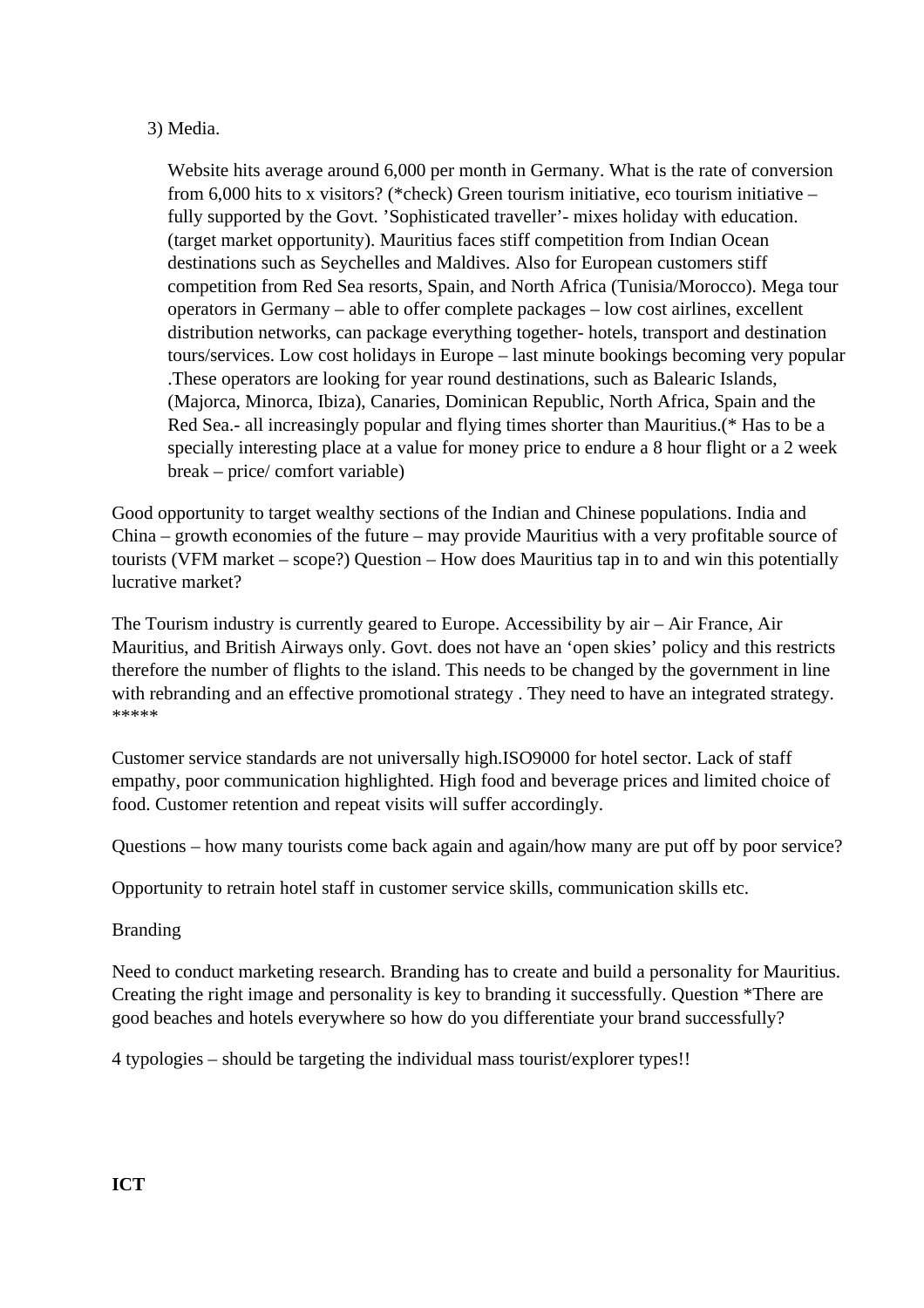3) Media.

Website hits average around 6,000 per month in Germany. What is the rate of conversion from 6,000 hits to x visitors? (*check) Green tourism initiative, eco tourism initiative – fully supported by the Govt. 'Sophisticated traveller'- mixes holiday with education. (target market opportunity). Mauritius faces stiff competition from Indian Ocean destinations such as Seychelles and Maldives. Also for European customers stiff competition from Red Sea resorts, Spain, and North Africa (Tunisia/Morocco). Mega tour operators in Germany – able to offer complete packages – low cost airlines, excellent distribution networks, can package everything together- hotels, transport and destination tours/services. Low cost holidays in Europe – last minute bookings becoming very popular .These operators are looking for year round destinations, such as Balearic Islands, (Majorca, Minorca, Ibiza), Canaries, Dominican Republic, North Africa, Spain and the Red Sea.- all increasingly popular and flying times shorter than Mauritius.(* Has to be a specially interesting place at a value for money price to endure a 8 hour flight or a 2 week break – price/ comfort variable)

Good opportunity to target wealthy sections of the Indian and Chinese populations. India and China – growth economies of the future – may provide Mauritius with a very profitable source of tourists (VFM market – scope?) Question – How does Mauritius tap in to and win this potentially lucrative market?

The Tourism industry is currently geared to Europe. Accessibility by air – Air France, Air Mauritius, and British Airways only. Govt. does not have an 'open skies' policy and this restricts therefore the number of flights to the island. This needs to be changed by the government in line with rebranding and an effective promotional strategy . They need to have an integrated strategy. *****

Customer service standards are not universally high.ISO9000 for hotel sector. Lack of staff empathy, poor communication highlighted. High food and beverage prices and limited choice of food. Customer retention and repeat visits will suffer accordingly.

Questions – how many tourists come back again and again/how many are put off by poor service?

Opportunity to retrain hotel staff in customer service skills, communication skills etc.

Branding

Need to conduct marketing research. Branding has to create and build a personality for Mauritius. Creating the right image and personality is key to branding it successfully. Question *There are good beaches and hotels everywhere so how do you differentiate your brand successfully?

4 typologies – should be targeting the individual mass tourist/explorer types!!

**ICT**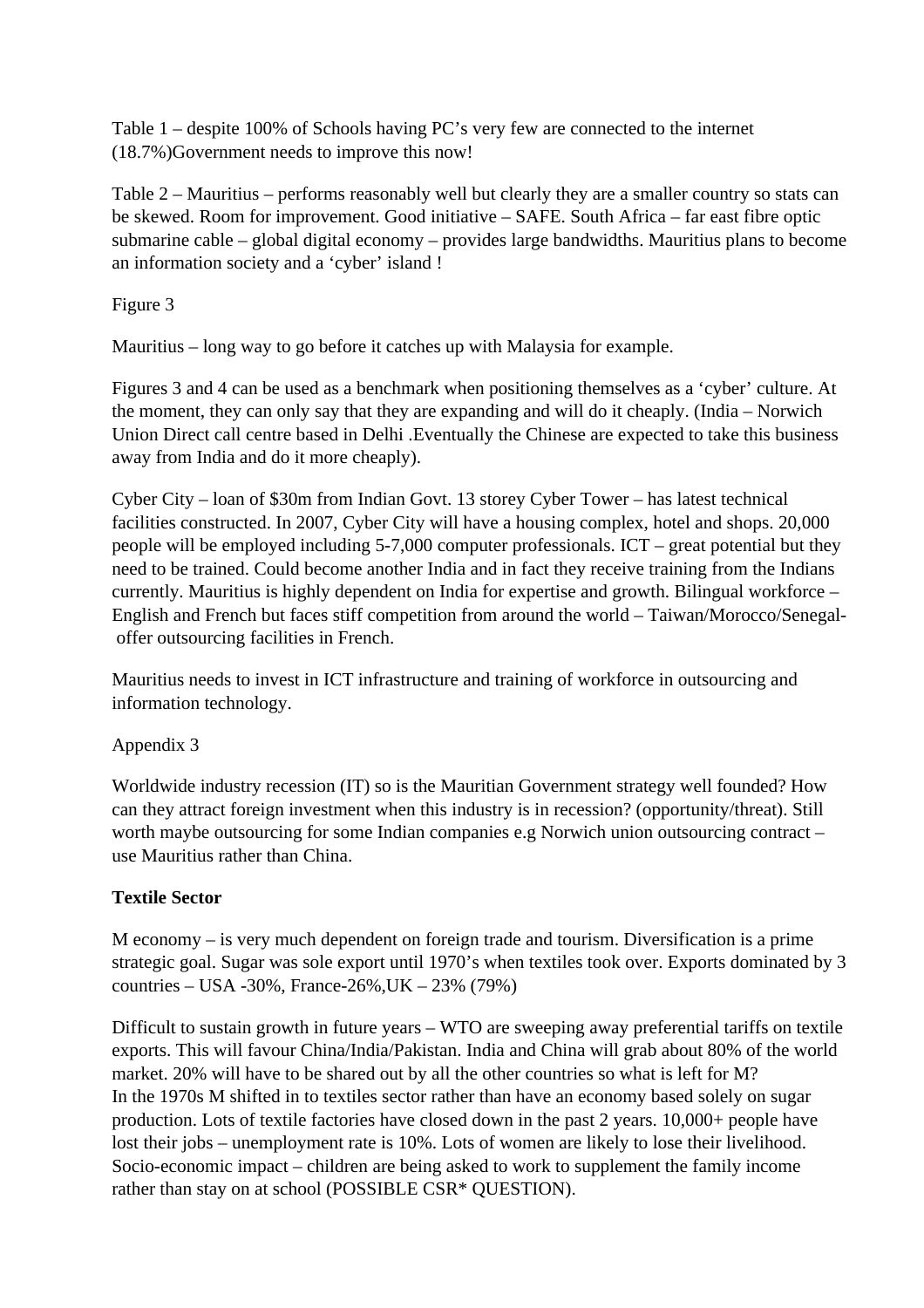Table 1 – despite 100% of Schools having PC's very few are connected to the internet (18.7%)Government needs to improve this now!

Table 2 – Mauritius – performs reasonably well but clearly they are a smaller country so stats can be skewed. Room for improvement. Good initiative – SAFE. South Africa – far east fibre optic submarine cable – global digital economy – provides large bandwidths. Mauritius plans to become an information society and a 'cyber' island !

Figure 3

Mauritius – long way to go before it catches up with Malaysia for example.

Figures 3 and 4 can be used as a benchmark when positioning themselves as a 'cyber' culture. At the moment, they can only say that they are expanding and will do it cheaply. (India – Norwich Union Direct call centre based in Delhi .Eventually the Chinese are expected to take this business away from India and do it more cheaply).

Cyber City – loan of $30m from Indian Govt. 13 storey Cyber Tower – has latest technical facilities constructed. In 2007, Cyber City will have a housing complex, hotel and shops. 20,000 people will be employed including 5-7,000 computer professionals. ICT – great potential but they need to be trained. Could become another India and in fact they receive training from the Indians currently. Mauritius is highly dependent on India for expertise and growth. Bilingual workforce – English and French but faces stiff competition from around the world – Taiwan/Morocco/Senegal- offer outsourcing facilities in French.

Mauritius needs to invest in ICT infrastructure and training of workforce in outsourcing and information technology.

Appendix 3

Worldwide industry recession (IT) so is the Mauritian Government strategy well founded? How can they attract foreign investment when this industry is in recession? (opportunity/threat). Still worth maybe outsourcing for some Indian companies e.g Norwich union outsourcing contract – use Mauritius rather than China.

**Textile Sector**

M economy – is very much dependent on foreign trade and tourism. Diversification is a prime strategic goal. Sugar was sole export until 1970's when textiles took over. Exports dominated by 3 countries – USA -30%, France-26%,UK – 23% (79%)

Difficult to sustain growth in future years – WTO are sweeping away preferential tariffs on textile exports. This will favour China/India/Pakistan. India and China will grab about 80% of the world market. 20% will have to be shared out by all the other countries so what is left for M?
In the 1970s M shifted in to textiles sector rather than have an economy based solely on sugar production. Lots of textile factories have closed down in the past 2 years. 10,000+ people have lost their jobs – unemployment rate is 10%. Lots of women are likely to lose their livelihood. Socio-economic impact – children are being asked to work to supplement the family income rather than stay on at school (POSSIBLE CSR* QUESTION).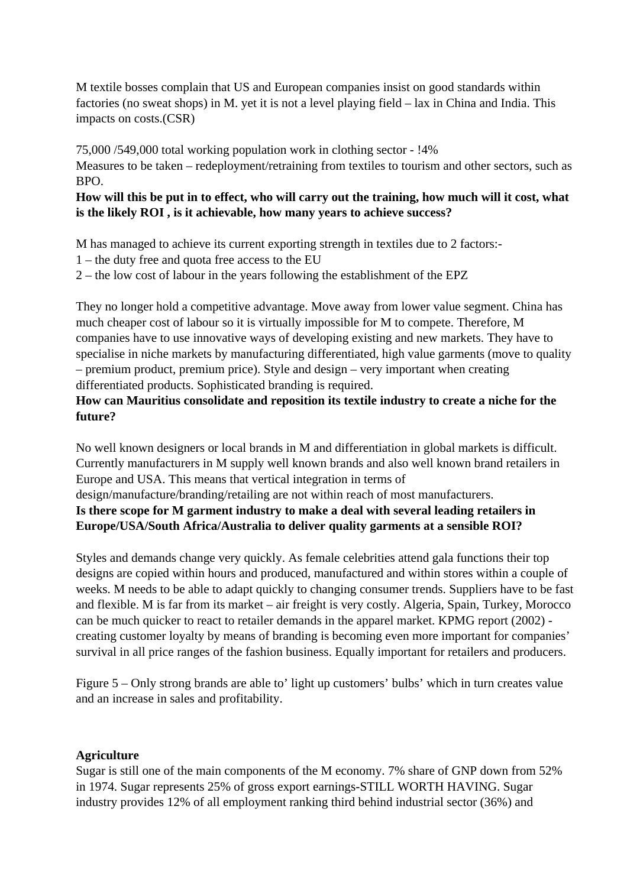M textile bosses complain that US and European companies insist on good standards within factories (no sweat shops) in M. yet it is not a level playing field – lax in China and India. This impacts on costs.(CSR)

75,000 /549,000 total working population work in clothing sector - !4%
Measures to be taken – redeployment/retraining from textiles to tourism and other sectors, such as BPO.
**How will this be put in to effect, who will carry out the training, how much will it cost, what is the likely ROI , is it achievable, how many years to achieve success?**

M has managed to achieve its current exporting strength in textiles due to 2 factors:-
1 – the duty free and quota free access to the EU
2 – the low cost of labour in the years following the establishment of the EPZ

They no longer hold a competitive advantage. Move away from lower value segment. China has much cheaper cost of labour so it is virtually impossible for M to compete. Therefore, M companies have to use innovative ways of developing existing and new markets. They have to specialise in niche markets by manufacturing differentiated, high value garments (move to quality – premium product, premium price). Style and design – very important when creating differentiated products. Sophisticated branding is required.
**How can Mauritius consolidate and reposition its textile industry to create a niche for the future?**

No well known designers or local brands in M and differentiation in global markets is difficult. Currently manufacturers in M supply well known brands and also well known brand retailers in Europe and USA. This means that vertical integration in terms of design/manufacture/branding/retailing are not within reach of most manufacturers.
**Is there scope for M garment industry to make a deal with several leading retailers in Europe/USA/South Africa/Australia to deliver quality garments at a sensible ROI?**

Styles and demands change very quickly. As female celebrities attend gala functions their top designs are copied within hours and produced, manufactured and within stores within a couple of weeks. M needs to be able to adapt quickly to changing consumer trends. Suppliers have to be fast and flexible. M is far from its market – air freight is very costly. Algeria, Spain, Turkey, Morocco can be much quicker to react to retailer demands in the apparel market. KPMG report (2002) - creating customer loyalty by means of branding is becoming even more important for companies' survival in all price ranges of the fashion business. Equally important for retailers and producers.

Figure 5 – Only strong brands are able to' light up customers' bulbs' which in turn creates value and an increase in sales and profitability.

**Agriculture**
Sugar is still one of the main components of the M economy. 7% share of GNP down from 52% in 1974. Sugar represents 25% of gross export earnings-STILL WORTH HAVING. Sugar industry provides 12% of all employment ranking third behind industrial sector (36%) and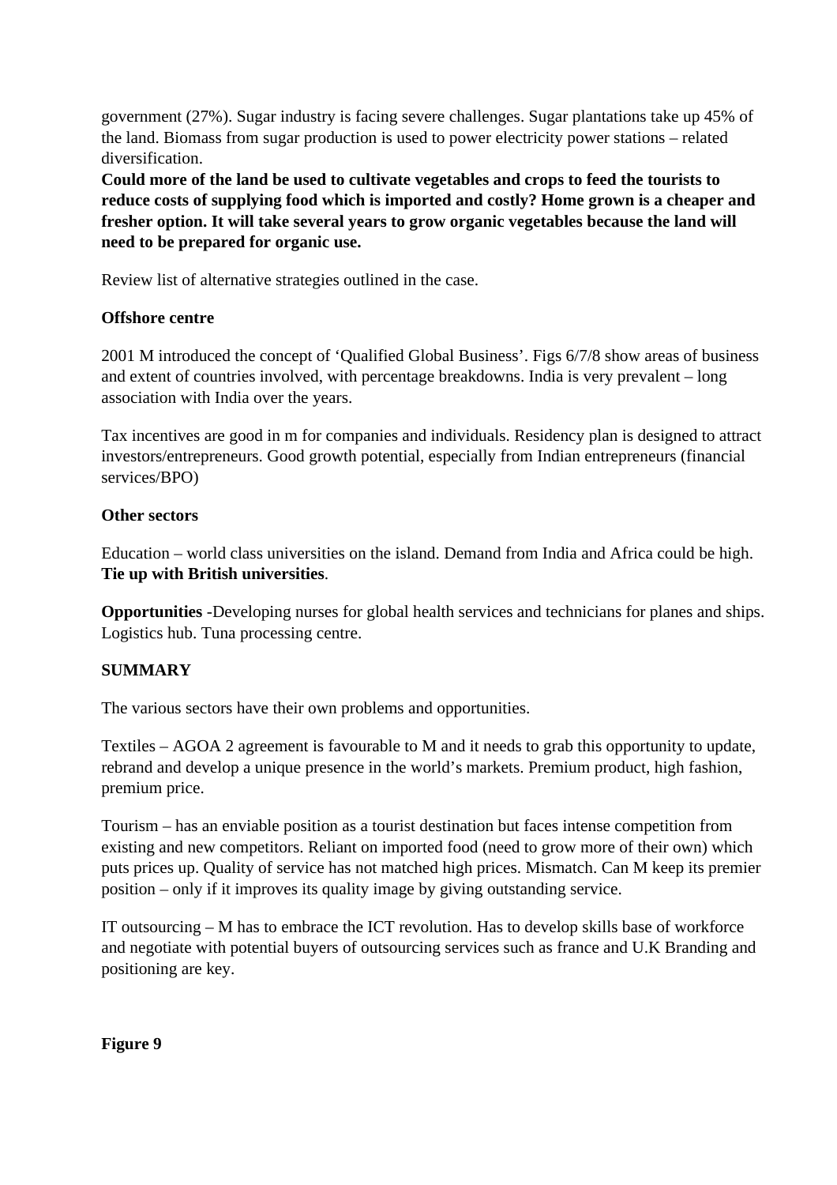government (27%). Sugar industry is facing severe challenges. Sugar plantations take up 45% of the land. Biomass from sugar production is used to power electricity power stations – related diversification.

**Could more of the land be used to cultivate vegetables and crops to feed the tourists to reduce costs of supplying food which is imported and costly? Home grown is a cheaper and fresher option. It will take several years to grow organic vegetables because the land will need to be prepared for organic use.**

Review list of alternative strategies outlined in the case.

**Offshore centre**

2001 M introduced the concept of 'Qualified Global Business'. Figs 6/7/8 show areas of business and extent of countries involved, with percentage breakdowns. India is very prevalent – long association with India over the years.

Tax incentives are good in m for companies and individuals. Residency plan is designed to attract investors/entrepreneurs. Good growth potential, especially from Indian entrepreneurs (financial services/BPO)

**Other sectors**

Education – world class universities on the island. Demand from India and Africa could be high. **Tie up with British universities**.

**Opportunities** -Developing nurses for global health services and technicians for planes and ships. Logistics hub. Tuna processing centre.

**SUMMARY**

The various sectors have their own problems and opportunities.

Textiles – AGOA 2 agreement is favourable to M and it needs to grab this opportunity to update, rebrand and develop a unique presence in the world's markets. Premium product, high fashion, premium price.

Tourism – has an enviable position as a tourist destination but faces intense competition from existing and new competitors. Reliant on imported food (need to grow more of their own) which puts prices up. Quality of service has not matched high prices. Mismatch. Can M keep its premier position – only if it improves its quality image by giving outstanding service.

IT outsourcing – M has to embrace the ICT revolution. Has to develop skills base of workforce and negotiate with potential buyers of outsourcing services such as france and U.K Branding and positioning are key.

**Figure 9**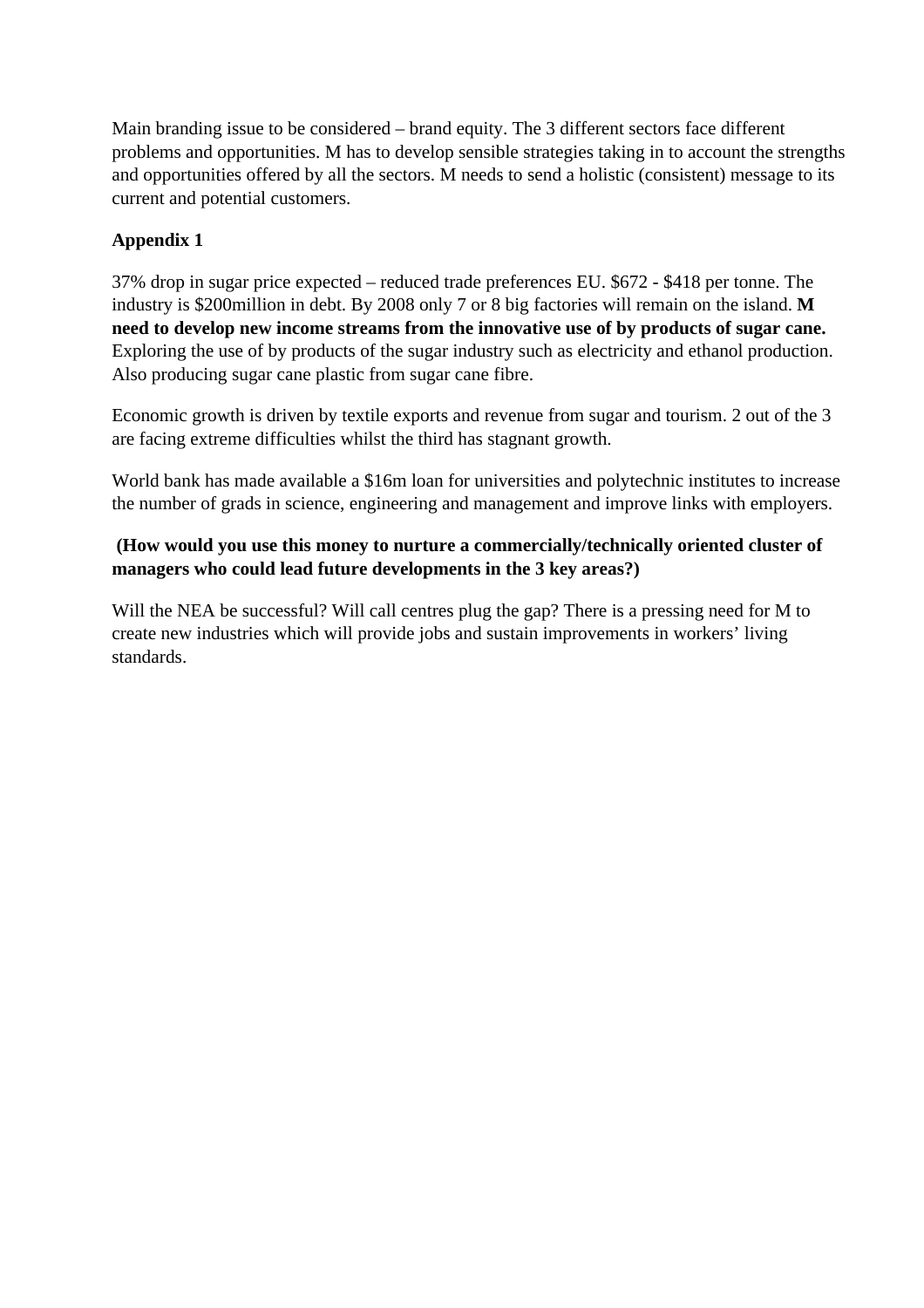Main branding issue to be considered – brand equity. The 3 different sectors face different problems and opportunities. M has to develop sensible strategies taking in to account the strengths and opportunities offered by all the sectors. M needs to send a holistic (consistent) message to its current and potential customers.

**Appendix 1**

37% drop in sugar price expected – reduced trade preferences EU. $672 - $418 per tonne. The industry is $200million in debt. By 2008 only 7 or 8 big factories will remain on the island. **M need to develop new income streams from the innovative use of by products of sugar cane.** Exploring the use of by products of the sugar industry such as electricity and ethanol production. Also producing sugar cane plastic from sugar cane fibre.

Economic growth is driven by textile exports and revenue from sugar and tourism. 2 out of the 3 are facing extreme difficulties whilst the third has stagnant growth.

World bank has made available a $16m loan for universities and polytechnic institutes to increase the number of grads in science, engineering and management and improve links with employers.

**(How would you use this money to nurture a commercially/technically oriented cluster of managers who could lead future developments in the 3 key areas?)**

Will the NEA be successful? Will call centres plug the gap? There is a pressing need for M to create new industries which will provide jobs and sustain improvements in workers' living standards.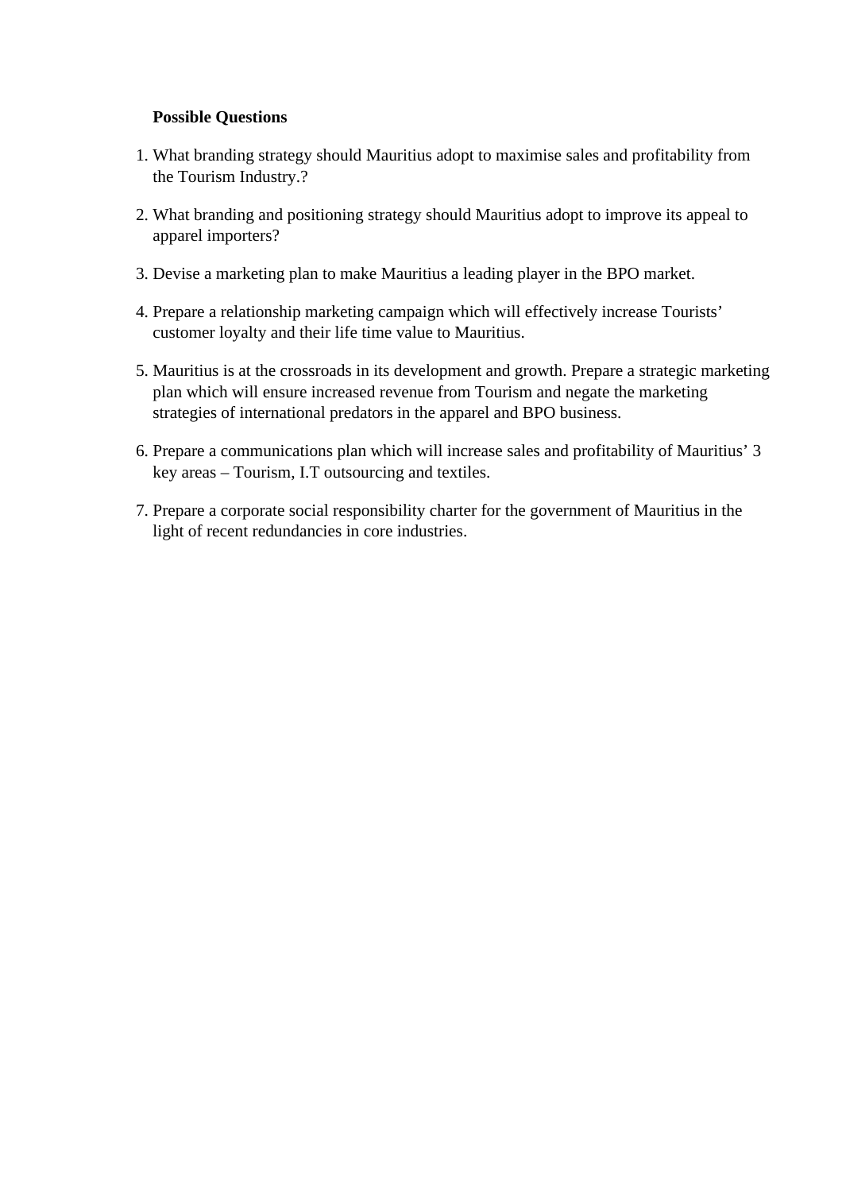**Possible Questions**

1. What branding strategy should Mauritius adopt to maximise sales and profitability from the Tourism Industry.?

2. What branding and positioning strategy should Mauritius adopt to improve its appeal to apparel importers?

3. Devise a marketing plan to make Mauritius a leading player in the BPO market.

4. Prepare a relationship marketing campaign which will effectively increase Tourists' customer loyalty and their life time value to Mauritius.

5. Mauritius is at the crossroads in its development and growth. Prepare a strategic marketing plan which will ensure increased revenue from Tourism and negate the marketing strategies of international predators in the apparel and BPO business.

6. Prepare a communications plan which will increase sales and profitability of Mauritius' 3 key areas – Tourism, I.T outsourcing and textiles.

7. Prepare a corporate social responsibility charter for the government of Mauritius in the light of recent redundancies in core industries.